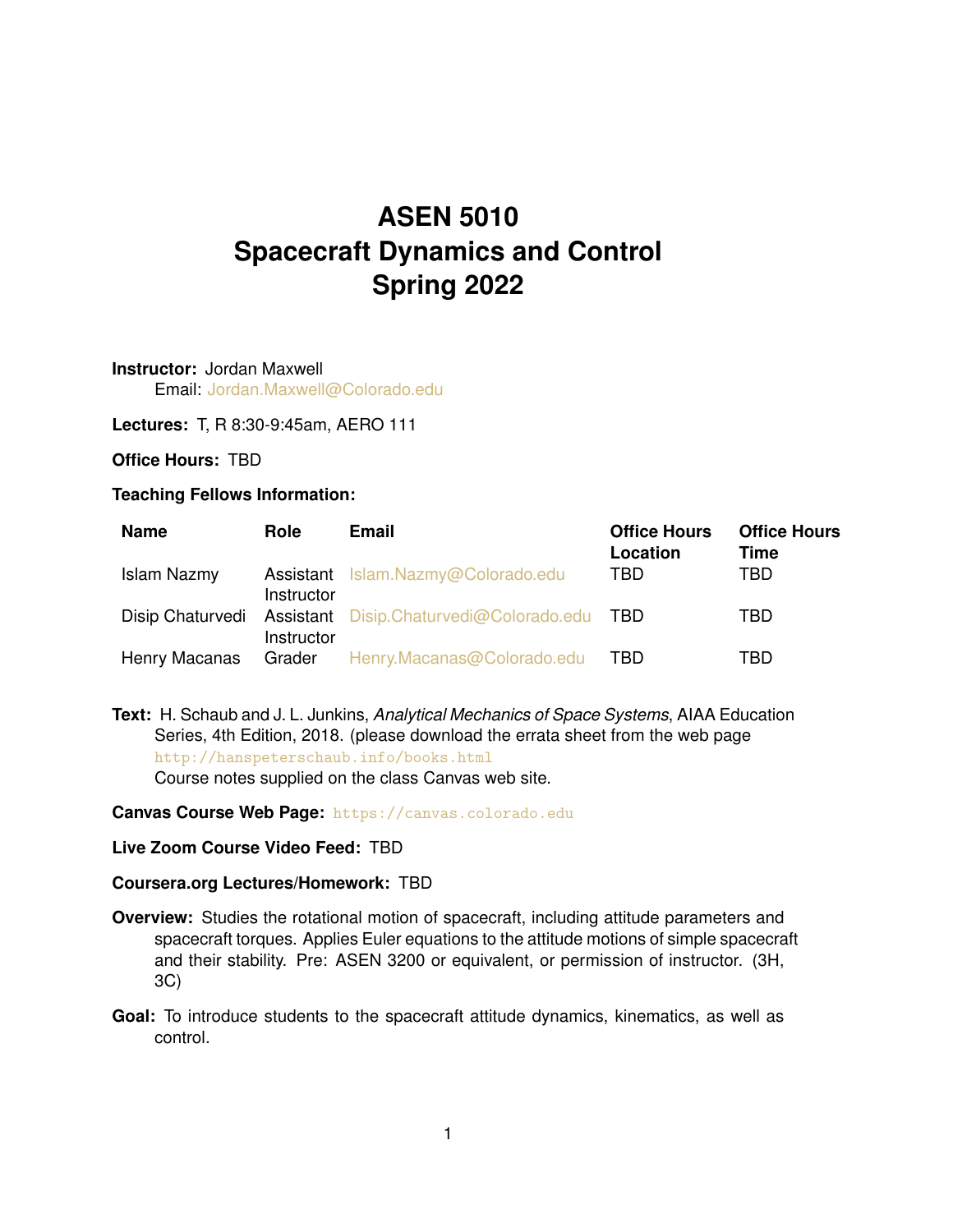# ASEN 5010
# Spacecraft Dynamics and Control
# Spring 2022

**Instructor:** Jordan Maxwell
Email: Jordan.Maxwell@Colorado.edu

**Lectures:** T, R 8:30-9:45am, AERO 111

**Office Hours:** TBD

**Teaching Fellows Information:**

| Name | Role | Email | Office Hours Location | Office Hours Time |
|---|---|---|---|---|
| Islam Nazmy | Assistant Instructor | Islam.Nazmy@Colorado.edu | TBD | TBD |
| Disip Chaturvedi | Assistant Instructor | Disip.Chaturvedi@Colorado.edu | TBD | TBD |
| Henry Macanas | Grader | Henry.Macanas@Colorado.edu | TBD | TBD |

**Text:** H. Schaub and J. L. Junkins, *Analytical Mechanics of Space Systems*, AIAA Education Series, 4th Edition, 2018. (please download the errata sheet from the web page `http://hanspeterschaub.info/books.html`
Course notes supplied on the class Canvas web site.

**Canvas Course Web Page:** `https://canvas.colorado.edu`

**Live Zoom Course Video Feed:** TBD

**Coursera.org Lectures/Homework:** TBD

**Overview:** Studies the rotational motion of spacecraft, including attitude parameters and spacecraft torques. Applies Euler equations to the attitude motions of simple spacecraft and their stability. Pre: ASEN 3200 or equivalent, or permission of instructor. (3H, 3C)

**Goal:** To introduce students to the spacecraft attitude dynamics, kinematics, as well as control.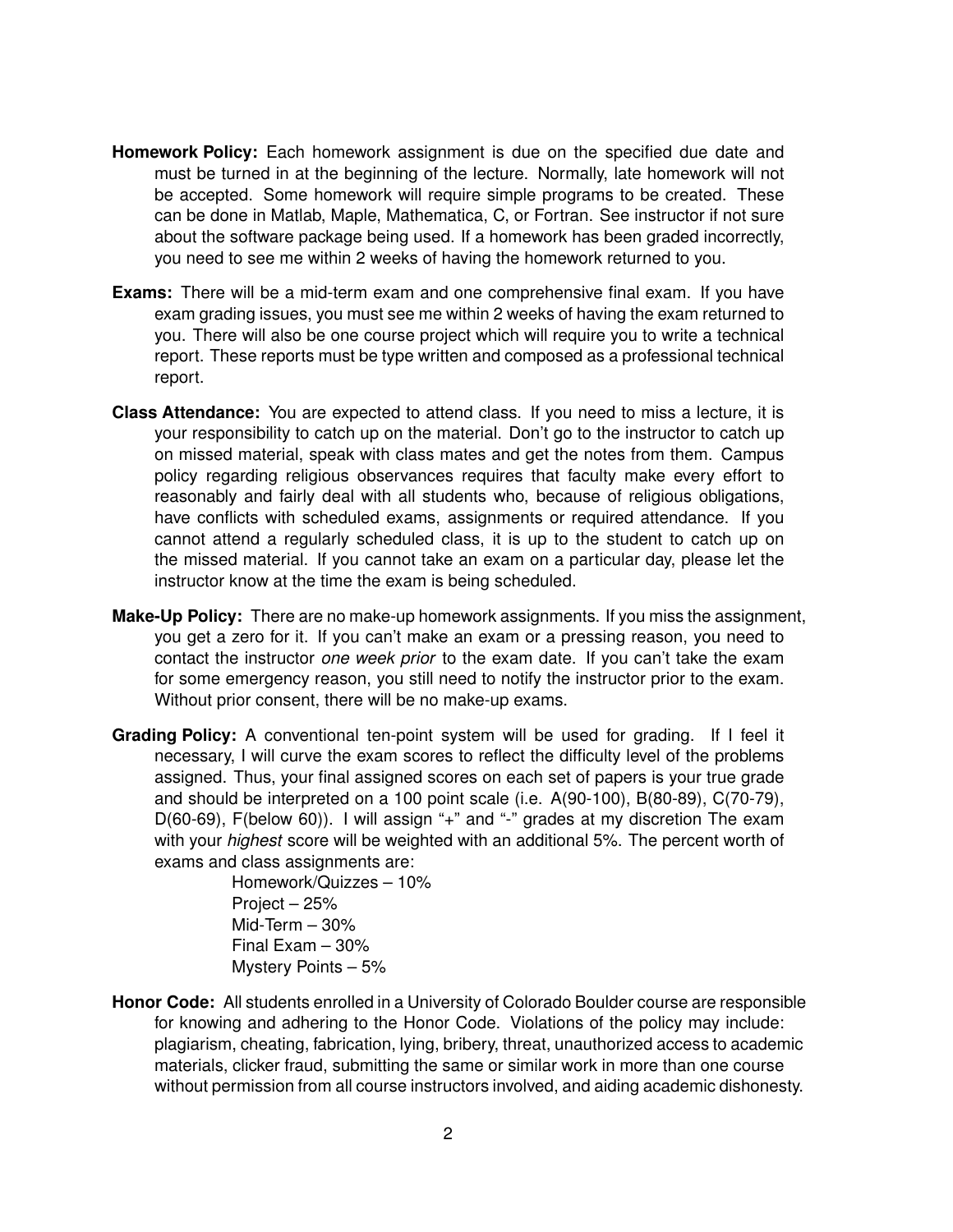**Homework Policy:** Each homework assignment is due on the specified due date and must be turned in at the beginning of the lecture. Normally, late homework will not be accepted. Some homework will require simple programs to be created. These can be done in Matlab, Maple, Mathematica, C, or Fortran. See instructor if not sure about the software package being used. If a homework has been graded incorrectly, you need to see me within 2 weeks of having the homework returned to you.

**Exams:** There will be a mid-term exam and one comprehensive final exam. If you have exam grading issues, you must see me within 2 weeks of having the exam returned to you. There will also be one course project which will require you to write a technical report. These reports must be type written and composed as a professional technical report.

**Class Attendance:** You are expected to attend class. If you need to miss a lecture, it is your responsibility to catch up on the material. Don't go to the instructor to catch up on missed material, speak with class mates and get the notes from them. Campus policy regarding religious observances requires that faculty make every effort to reasonably and fairly deal with all students who, because of religious obligations, have conflicts with scheduled exams, assignments or required attendance. If you cannot attend a regularly scheduled class, it is up to the student to catch up on the missed material. If you cannot take an exam on a particular day, please let the instructor know at the time the exam is being scheduled.

**Make-Up Policy:** There are no make-up homework assignments. If you miss the assignment, you get a zero for it. If you can't make an exam or a pressing reason, you need to contact the instructor *one week prior* to the exam date. If you can't take the exam for some emergency reason, you still need to notify the instructor prior to the exam. Without prior consent, there will be no make-up exams.

**Grading Policy:** A conventional ten-point system will be used for grading. If I feel it necessary, I will curve the exam scores to reflect the difficulty level of the problems assigned. Thus, your final assigned scores on each set of papers is your true grade and should be interpreted on a 100 point scale (i.e. A(90-100), B(80-89), C(70-79), D(60-69), F(below 60)). I will assign "+" and "-" grades at my discretion The exam with your *highest* score will be weighted with an additional 5%. The percent worth of exams and class assignments are:

- Homework/Quizzes – 10%
- Project – 25%
- Mid-Term – 30%
- Final Exam – 30%
- Mystery Points – 5%

**Honor Code:** All students enrolled in a University of Colorado Boulder course are responsible for knowing and adhering to the Honor Code. Violations of the policy may include: plagiarism, cheating, fabrication, lying, bribery, threat, unauthorized access to academic materials, clicker fraud, submitting the same or similar work in more than one course without permission from all course instructors involved, and aiding academic dishonesty.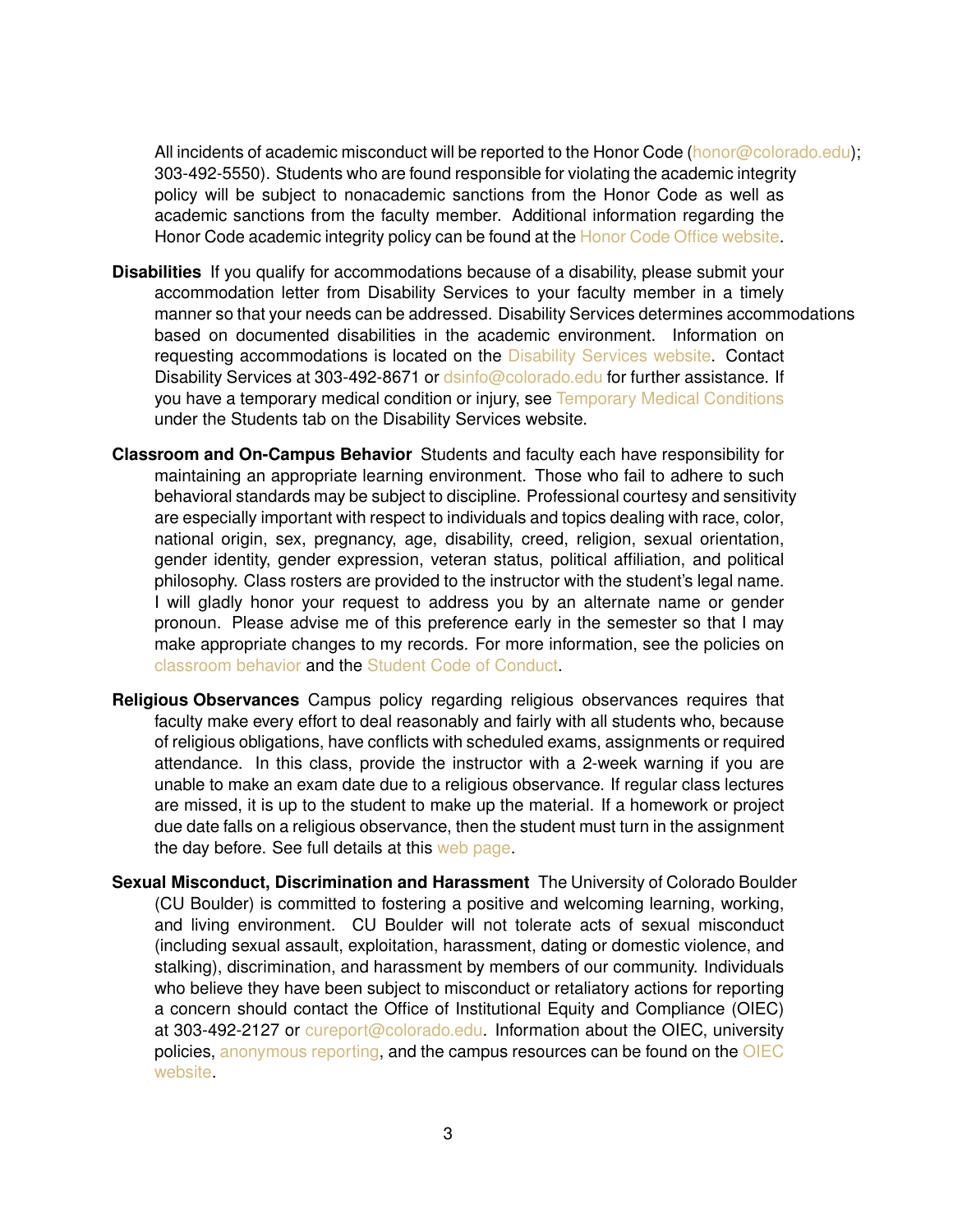All incidents of academic misconduct will be reported to the Honor Code (honor@colorado.edu); 303-492-5550). Students who are found responsible for violating the academic integrity policy will be subject to nonacademic sanctions from the Honor Code as well as academic sanctions from the faculty member. Additional information regarding the Honor Code academic integrity policy can be found at the Honor Code Office website.

**Disabilities** If you qualify for accommodations because of a disability, please submit your accommodation letter from Disability Services to your faculty member in a timely manner so that your needs can be addressed. Disability Services determines accommodations based on documented disabilities in the academic environment. Information on requesting accommodations is located on the Disability Services website. Contact Disability Services at 303-492-8671 or dsinfo@colorado.edu for further assistance. If you have a temporary medical condition or injury, see Temporary Medical Conditions under the Students tab on the Disability Services website.

**Classroom and On-Campus Behavior** Students and faculty each have responsibility for maintaining an appropriate learning environment. Those who fail to adhere to such behavioral standards may be subject to discipline. Professional courtesy and sensitivity are especially important with respect to individuals and topics dealing with race, color, national origin, sex, pregnancy, age, disability, creed, religion, sexual orientation, gender identity, gender expression, veteran status, political affiliation, and political philosophy. Class rosters are provided to the instructor with the student's legal name. I will gladly honor your request to address you by an alternate name or gender pronoun. Please advise me of this preference early in the semester so that I may make appropriate changes to my records. For more information, see the policies on classroom behavior and the Student Code of Conduct.

**Religious Observances** Campus policy regarding religious observances requires that faculty make every effort to deal reasonably and fairly with all students who, because of religious obligations, have conflicts with scheduled exams, assignments or required attendance. In this class, provide the instructor with a 2-week warning if you are unable to make an exam date due to a religious observance. If regular class lectures are missed, it is up to the student to make up the material. If a homework or project due date falls on a religious observance, then the student must turn in the assignment the day before. See full details at this web page.

**Sexual Misconduct, Discrimination and Harassment** The University of Colorado Boulder (CU Boulder) is committed to fostering a positive and welcoming learning, working, and living environment. CU Boulder will not tolerate acts of sexual misconduct (including sexual assault, exploitation, harassment, dating or domestic violence, and stalking), discrimination, and harassment by members of our community. Individuals who believe they have been subject to misconduct or retaliatory actions for reporting a concern should contact the Office of Institutional Equity and Compliance (OIEC) at 303-492-2127 or cureport@colorado.edu. Information about the OIEC, university policies, anonymous reporting, and the campus resources can be found on the OIEC website.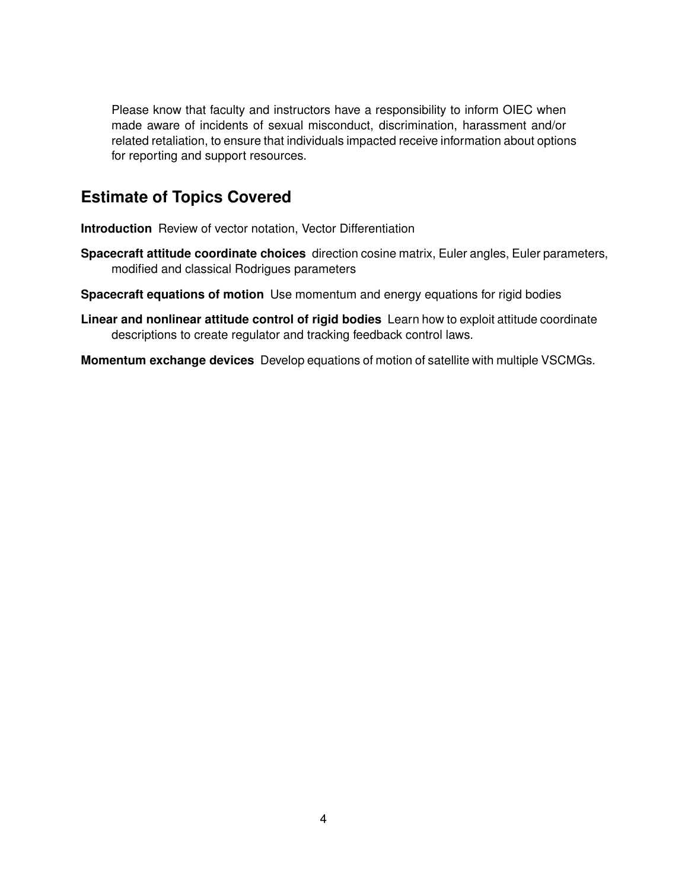Please know that faculty and instructors have a responsibility to inform OIEC when made aware of incidents of sexual misconduct, discrimination, harassment and/or related retaliation, to ensure that individuals impacted receive information about options for reporting and support resources.

## Estimate of Topics Covered

**Introduction** Review of vector notation, Vector Differentiation

**Spacecraft attitude coordinate choices** direction cosine matrix, Euler angles, Euler parameters, modified and classical Rodrigues parameters

**Spacecraft equations of motion** Use momentum and energy equations for rigid bodies

**Linear and nonlinear attitude control of rigid bodies** Learn how to exploit attitude coordinate descriptions to create regulator and tracking feedback control laws.

**Momentum exchange devices** Develop equations of motion of satellite with multiple VSCMGs.